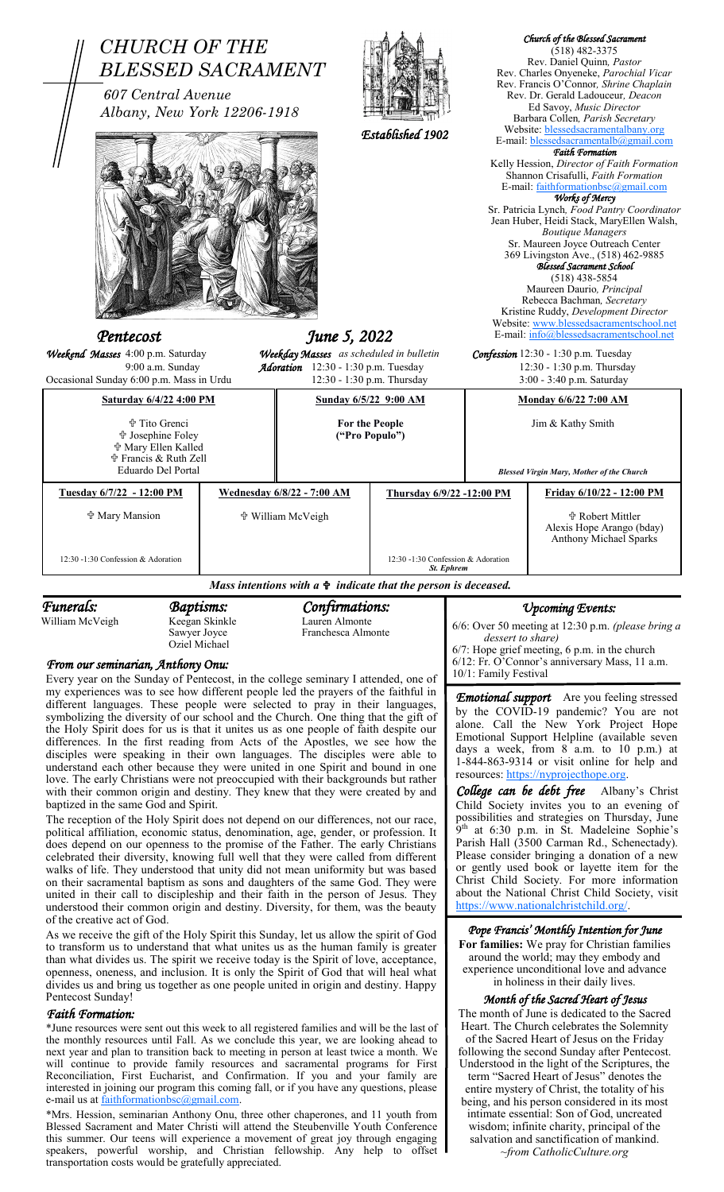# CHURCH OF THE BLESSED SACRAMENT

*607 Central Avenue*
*Albany, New York 12206-1918*

*Established 1902*

**Church of the Blessed Sacrament**
(518) 482-3375
Rev. Daniel Quinn, *Pastor*
Rev. Charles Onyeneke, *Parochial Vicar*
Rev. Francis O'Connor, *Shrine Chaplain*
Rev. Dr. Gerald Ladouceur, *Deacon*
Ed Savoy, *Music Director*
Barbara Collen, *Parish Secretary*
Website: blessedsacramentalbany.org
E-mail: blessedsacramentalb@gmail.com

**Faith Formation**
Kelly Hession, *Director of Faith Formation*
Shannon Crisafulli, *Faith Formation*
E-mail: faithformationbsc@gmail.com

**Works of Mercy**
Sr. Patricia Lynch, *Food Pantry Coordinator*
Jean Huber, Heidi Stack, MaryEllen Walsh, *Boutique Managers*
Sr. Maureen Joyce Outreach Center
369 Livingston Ave., (518) 462-9885

**Blessed Sacrament School**
(518) 438-5854
Maureen Daurio, *Principal*
Rebecca Bachman, *Secretary*
Kristine Ruddy, *Development Director*
Website: www.blessedsacramentschool.net
E-mail: info@blessedsacramentschool.net

## Pentecost — June 5, 2022

**Weekend Masses** 4:00 p.m. Saturday
9:00 a.m. Sunday
Occasional Sunday 6:00 p.m. Mass in Urdu

**Weekday Masses** *as scheduled in bulletin*
**Adoration** 12:30 - 1:30 p.m. Tuesday
12:30 - 1:30 p.m. Thursday

**Confession** 12:30 - 1:30 p.m. Tuesday
12:30 - 1:30 p.m. Thursday
3:00 - 3:40 p.m. Saturday

| Saturday 6/4/22 4:00 PM | Sunday 6/5/22 9:00 AM | Monday 6/6/22 7:00 AM |
|---|---|---|
| ✟ Tito Grenci<br>✟ Josephine Foley<br>✟ Mary Ellen Kalled<br>✟ Francis & Ruth Zell<br>Eduardo Del Portal | For the People ("Pro Populo") | Jim & Kathy Smith<br><br>*Blessed Virgin Mary, Mother of the Church* |

| Tuesday 6/7/22 - 12:00 PM | Wednesday 6/8/22 - 7:00 AM | Thursday 6/9/22 -12:00 PM | Friday 6/10/22 - 12:00 PM |
|---|---|---|---|
| ✟ Mary Mansion<br><br>12:30 -1:30 Confession & Adoration | ✟ William McVeigh | 12:30 -1:30 Confession & Adoration<br>*St. Ephrem* | ✟ Robert Mittler<br>Alexis Hope Arango (bday)<br>Anthony Michael Sparks |

*Mass intentions with a ✟ indicate that the person is deceased.*

**Funerals:**
William McVeigh

**Baptisms:**
Keegan Skinkle
Sawyer Joyce
Oziel Michael

**Confirmations:**
Lauren Almonte
Franchesca Almonte

### From our seminarian, Anthony Onu:

Every year on the Sunday of Pentecost, in the college seminary I attended, one of my experiences was to see how different people led the prayers of the faithful in different languages. These people were selected to pray in their languages, symbolizing the diversity of our school and the Church. One thing that the gift of the Holy Spirit does for us is that it unites us as one people of faith despite our differences. In the first reading from Acts of the Apostles, we see how the disciples were speaking in their own languages. The disciples were able to understand each other because they were united in one Spirit and bound in one love. The early Christians were not preoccupied with their backgrounds but rather with their common origin and destiny. They knew that they were created by and baptized in the same God and Spirit.

The reception of the Holy Spirit does not depend on our differences, not our race, political affiliation, economic status, denomination, age, gender, or profession. It does depend on our openness to the promise of the Father. The early Christians celebrated their diversity, knowing full well that they were called from different walks of life. They understood that unity did not mean uniformity but was based on their sacramental baptism as sons and daughters of the same God. They were united in their call to discipleship and their faith in the person of Jesus. They understood their common origin and destiny. Diversity, for them, was the beauty of the creative act of God.

As we receive the gift of the Holy Spirit this Sunday, let us allow the spirit of God to transform us to understand that what unites us as the human family is greater than what divides us. The spirit we receive today is the Spirit of love, acceptance, openness, oneness, and inclusion. It is only the Spirit of God that will heal what divides us and bring us together as one people united in origin and destiny. Happy Pentecost Sunday!

### Faith Formation:

*June resources were sent out this week to all registered families and will be the last of the monthly resources until Fall. As we conclude this year, we are looking ahead to next year and plan to transition back to meeting in person at least twice a month. We will continue to provide family resources and sacramental programs for First Reconciliation, First Eucharist, and Confirmation. If you and your family are interested in joining our program this coming fall, or if you have any questions, please e-mail us at faithformationbsc@gmail.com.

*Mrs. Hession, seminarian Anthony Onu, three other chaperones, and 11 youth from Blessed Sacrament and Mater Christi will attend the Steubenville Youth Conference this summer. Our teens will experience a movement of great joy through engaging speakers, powerful worship, and Christian fellowship. Any help to offset transportation costs would be gratefully appreciated.

### Upcoming Events:

6/6: Over 50 meeting at 12:30 p.m. *(please bring a dessert to share)*
6/7: Hope grief meeting, 6 p.m. in the church
6/12: Fr. O'Connor's anniversary Mass, 11 a.m.
10/1: Family Festival

**Emotional support** Are you feeling stressed by the COVID-19 pandemic? You are not alone. Call the New York Project Hope Emotional Support Helpline (available seven days a week, from 8 a.m. to 10 p.m.) at 1-844-863-9314 or visit online for help and resources: https://nyprojecthope.org.

**College can be debt free** Albany's Christ Child Society invites you to an evening of possibilities and strategies on Thursday, June 9th at 6:30 p.m. in St. Madeleine Sophie's Parish Hall (3500 Carman Rd., Schenectady). Please consider bringing a donation of a new or gently used book or layette item for the Christ Child Society. For more information about the National Christ Child Society, visit https://www.nationalchristchild.org/.

### Pope Francis' Monthly Intention for June

**For families:** We pray for Christian families around the world; may they embody and experience unconditional love and advance in holiness in their daily lives.

### Month of the Sacred Heart of Jesus

The month of June is dedicated to the Sacred Heart. The Church celebrates the Solemnity of the Sacred Heart of Jesus on the Friday following the second Sunday after Pentecost. Understood in the light of the Scriptures, the term "Sacred Heart of Jesus" denotes the entire mystery of Christ, the totality of his being, and his person considered in its most intimate essential: Son of God, uncreated wisdom; infinite charity, principal of the salvation and sanctification of mankind.
*~from CatholicCulture.org*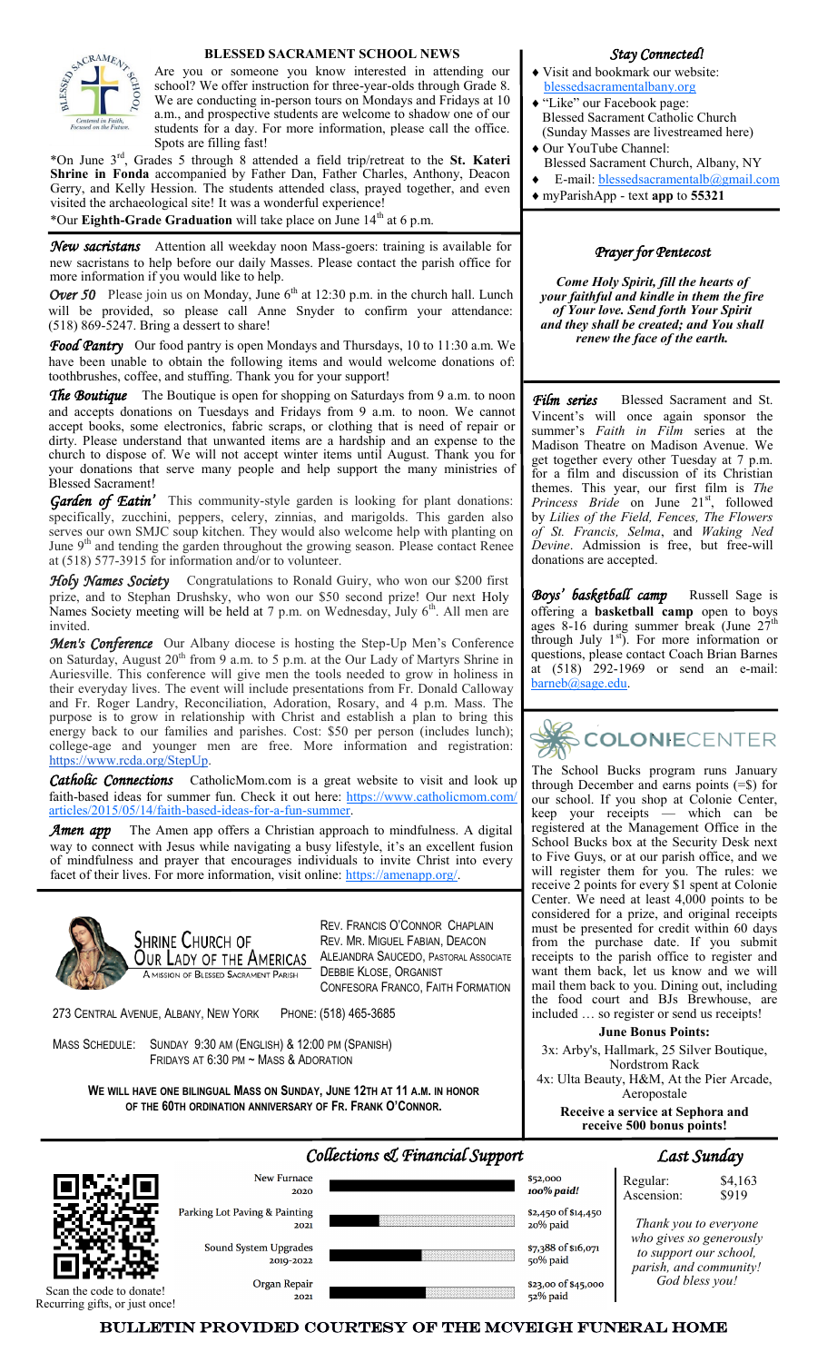## BLESSED SACRAMENT SCHOOL NEWS

Are you or someone you know interested in attending our school? We offer instruction for three-year-olds through Grade 8. We are conducting in-person tours on Mondays and Fridays at 10 a.m., and prospective students are welcome to shadow one of our students for a day. For more information, please call the office. Spots are filling fast!

*On June 3rd, Grades 5 through 8 attended a field trip/retreat to the **St. Kateri Shrine in Fonda** accompanied by Father Dan, Father Charles, Anthony, Deacon Gerry, and Kelly Hession. The students attended class, prayed together, and even visited the archaeological site! It was a wonderful experience!

*Our **Eighth-Grade Graduation** will take place on June 14th at 6 p.m.

***New sacristans*** Attention all weekday noon Mass-goers: training is available for new sacristans to help before our daily Masses. Please contact the parish office for more information if you would like to help.

***Over 50*** Please join us on Monday, June 6th at 12:30 p.m. in the church hall. Lunch will be provided, so please call Anne Snyder to confirm your attendance: (518) 869-5247. Bring a dessert to share!

***Food Pantry*** Our food pantry is open Mondays and Thursdays, 10 to 11:30 a.m. We have been unable to obtain the following items and would welcome donations of: toothbrushes, coffee, and stuffing. Thank you for your support!

***The Boutique*** The Boutique is open for shopping on Saturdays from 9 a.m. to noon and accepts donations on Tuesdays and Fridays from 9 a.m. to noon. We cannot accept books, some electronics, fabric scraps, or clothing that is need of repair or dirty. Please understand that unwanted items are a hardship and an expense to the church to dispose of. We will not accept winter items until August. Thank you for your donations that serve many people and help support the many ministries of Blessed Sacrament!

***Garden of Eatin'*** This community-style garden is looking for plant donations: specifically, zucchini, peppers, celery, zinnias, and marigolds. This garden also serves our own SMJC soup kitchen. They would also welcome help with planting on June 9th and tending the garden throughout the growing season. Please contact Renee at (518) 577-3915 for information and/or to volunteer.

***Holy Names Society*** Congratulations to Ronald Guiry, who won our $200 first prize, and to Stephan Drushsky, who won our $50 second prize! Our next Holy Names Society meeting will be held at 7 p.m. on Wednesday, July 6th. All men are invited.

***Men's Conference*** Our Albany diocese is hosting the Step-Up Men's Conference on Saturday, August 20th from 9 a.m. to 5 p.m. at the Our Lady of Martyrs Shrine in Auriesville. This conference will give men the tools needed to grow in holiness in their everyday lives. The event will include presentations from Fr. Donald Calloway and Fr. Roger Landry, Reconciliation, Adoration, Rosary, and 4 p.m. Mass. The purpose is to grow in relationship with Christ and establish a plan to bring this energy back to our families and parishes. Cost: $50 per person (includes lunch); college-age and younger men are free. More information and registration: https://www.rcda.org/StepUp.

***Catholic Connections*** CatholicMom.com is a great website to visit and look up faith-based ideas for summer fun. Check it out here: https://www.catholicmom.com/articles/2015/05/14/faith-based-ideas-for-a-fun-summer.

***Amen app*** The Amen app offers a Christian approach to mindfulness. A digital way to connect with Jesus while navigating a busy lifestyle, it's an excellent fusion of mindfulness and prayer that encourages individuals to invite Christ into every facet of their lives. For more information, visit online: https://amenapp.org/.

## SHRINE CHURCH OF OUR LADY OF THE AMERICAS

A MISSION OF BLESSED SACRAMENT PARISH

REV. FRANCIS O'CONNOR CHAPLAIN
REV. MR. MIGUEL FABIAN, DEACON
ALEJANDRA SAUCEDO, PASTORAL ASSOCIATE
DEBBIE KLOSE, ORGANIST
CONFESORA FRANCO, FAITH FORMATION

273 CENTRAL AVENUE, ALBANY, NEW YORK PHONE: (518) 465-3685

MASS SCHEDULE: SUNDAY 9:30 AM (ENGLISH) & 12:00 PM (SPANISH)
FRIDAYS AT 6:30 PM ~ MASS & ADORATION

**WE WILL HAVE ONE BILINGUAL MASS ON SUNDAY, JUNE 12TH AT 11 A.M. IN HONOR OF THE 60TH ORDINATION ANNIVERSARY OF FR. FRANK O'CONNOR.**

## *Stay Connected!*

- Visit and bookmark our website: blessedsacramentalbany.org
- "Like" our Facebook page: Blessed Sacrament Catholic Church (Sunday Masses are livestreamed here)
- Our YouTube Channel: Blessed Sacrament Church, Albany, NY
- E-mail: blessedsacramentalb@gmail.com
- myParishApp - text **app** to **55321**

## *Prayer for Pentecost*

***Come Holy Spirit, fill the hearts of your faithful and kindle in them the fire of Your love. Send forth Your Spirit and they shall be created; and You shall renew the face of the earth.***

***Film series*** Blessed Sacrament and St. Vincent's will once again sponsor the summer's *Faith in Film* series at the Madison Theatre on Madison Avenue. We get together every other Tuesday at 7 p.m. for a film and discussion of its Christian themes. This year, our first film is *The Princess Bride* on June 21st, followed by *Lilies of the Field, Fences, The Flowers of St. Francis, Selma*, and *Waking Ned Devine*. Admission is free, but free-will donations are accepted.

***Boys' basketball camp*** Russell Sage is offering a **basketball camp** open to boys ages 8-16 during summer break (June 27th through July 1st). For more information or questions, please contact Coach Brian Barnes at (518) 292-1969 or send an e-mail: barneb@sage.edu.

## COLONIECENTER

The School Bucks program runs January through December and earns points (=$) for our school. If you shop at Colonie Center, keep your receipts — which can be registered at the Management Office in the School Bucks box at the Security Desk next to Five Guys, or at our parish office, and we will register them for you. The rules: we receive 2 points for every $1 spent at Colonie Center. We need at least 4,000 points to be considered for a prize, and original receipts must be presented for credit within 60 days from the purchase date. If you submit receipts to the parish office to register and want them back, let us know and we will mail them back to you. Dining out, including the food court and BJs Brewhouse, are included … so register or send us receipts!

**June Bonus Points:**

3x: Arby's, Hallmark, 25 Silver Boutique, Nordstrom Rack

4x: Ulta Beauty, H&M, At the Pier Arcade, Aeropostale

**Receive a service at Sephora and receive 500 bonus points!**

## *Collections & Financial Support*

Scan the code to donate! Recurring gifts, or just once!

New Furnace 2020 — $52,000 *100% paid!*

Parking Lot Paving & Painting 2021 — $2,450 of $14,450 20% paid

Sound System Upgrades 2019-2022 — $7,388 of $16,071 50% paid

Organ Repair 2021 — $23,00 of $45,000 52% paid

## *Last Sunday*

| | |
|---|---|
| Regular: | $4,163 |
| Ascension: | $919 |

*Thank you to everyone who gives so generously to support our school, parish, and community! God bless you!*

**BULLETIN PROVIDED COURTESY OF THE MCVEIGH FUNERAL HOME**